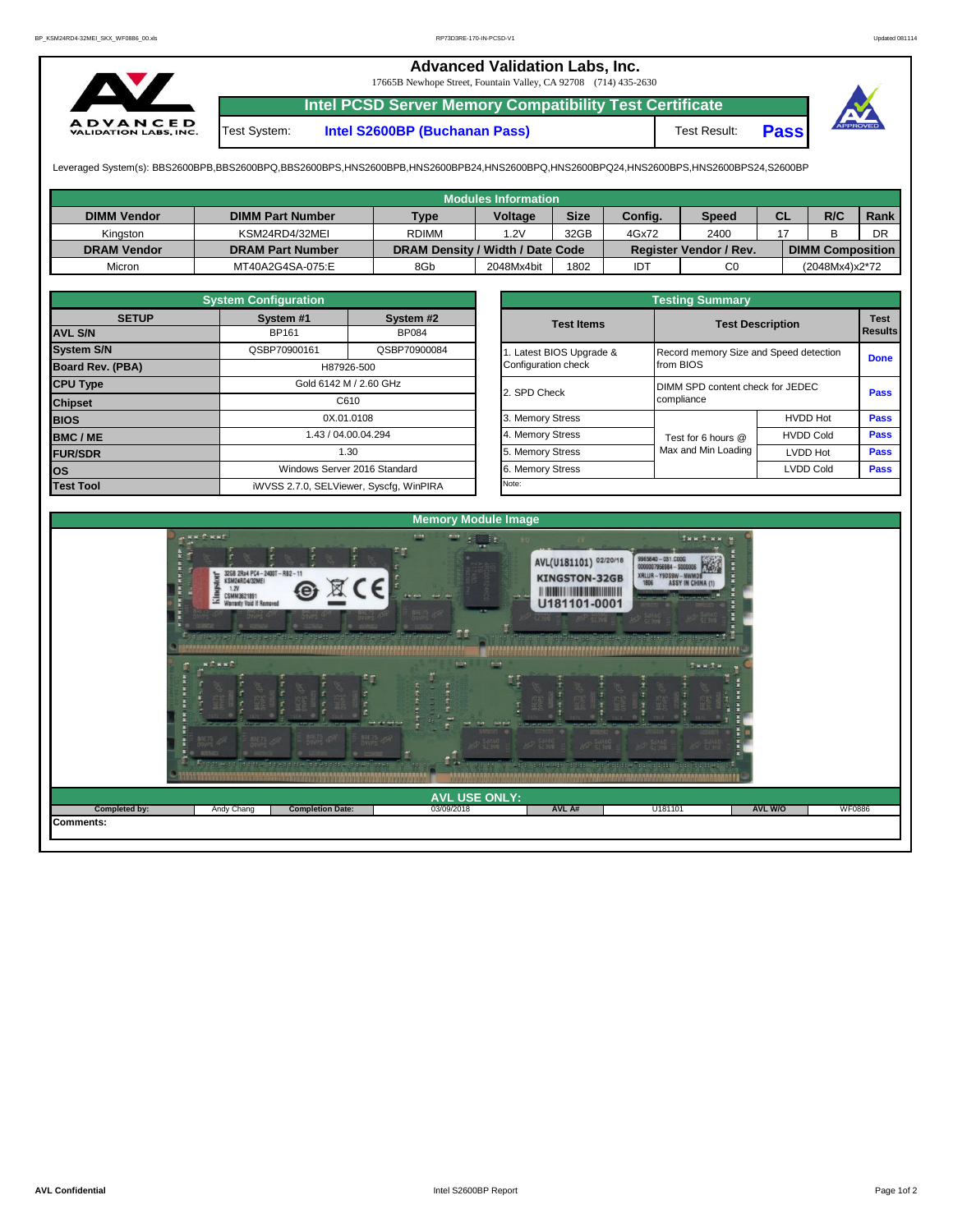# Advanced Validation Labs, Inc.

17665B Newhope Street, Fountain Valley, CA 92708 (714) 435-2630

## Intel PCSD Server Memory Compatibility Test Certificate

| Test System: | Intel S2600BP (Buchanan Pass) | Test Result: | Pass |
|---|---|---|---|

Leveraged System(s): BBS2600BPB,BBS2600BPQ,BBS2600BPS,HNS2600BPB,HNS2600BPB24,HNS2600BPQ,HNS2600BPQ24,HNS2600BPS,HNS2600BPS24,S2600BP

### Modules Information

| DIMM Vendor | DIMM Part Number | Type | Voltage | Size | Config. | Speed | CL | R/C | Rank |
|---|---|---|---|---|---|---|---|---|---|
| Kingston | KSM24RD4/32MEI | RDIMM | 1.2V | 32GB | 4Gx72 | 2400 | 17 | B | DR |
| **DRAM Vendor** | **DRAM Part Number** | **DRAM Density / Width / Date Code** | | | **Register Vendor / Rev.** | | **DIMM Composition** | | |
| Micron | MT40A2G4SA-075:E | 8Gb | 2048Mx4bit | 1802 | IDT | C0 | (2048Mx4)x2*72 | | |

### System Configuration

| SETUP | System #1 | System #2 |
|---|---|---|
| AVL S/N | BP161 | BP084 |
| System S/N | QSBP70900161 | QSBP70900084 |
| Board Rev. (PBA) | H87926-500 | |
| CPU Type | Gold 6142 M / 2.60 GHz | |
| Chipset | C610 | |
| BIOS | 0X.01.0108 | |
| BMC / ME | 1.43 / 04.00.04.294 | |
| FUR/SDR | 1.30 | |
| OS | Windows Server 2016 Standard | |
| Test Tool | iWVSS 2.7.0, SELViewer, Syscfg, WinPIRA | |

### Testing Summary

| Test Items | Test Description | | Test Results |
|---|---|---|---|
| 1. Latest BIOS Upgrade & Configuration check | Record memory Size and Speed detection from BIOS | | Done |
| 2. SPD Check | DIMM SPD content check for JEDEC compliance | | Pass |
| 3. Memory Stress | Test for 6 hours @ Max and Min Loading | HVDD Hot | Pass |
| 4. Memory Stress | | HVDD Cold | Pass |
| 5. Memory Stress | | LVDD Hot | Pass |
| 6. Memory Stress | | LVDD Cold | Pass |
| Note: | | | |

### Memory Module Image

### AVL USE ONLY:

| Completed by: | Andy Chang | Completion Date: | 03/09/2018 | AVL A# | U181101 | AVL W/O | WF0886 |
|---|---|---|---|---|---|---|---|

Comments: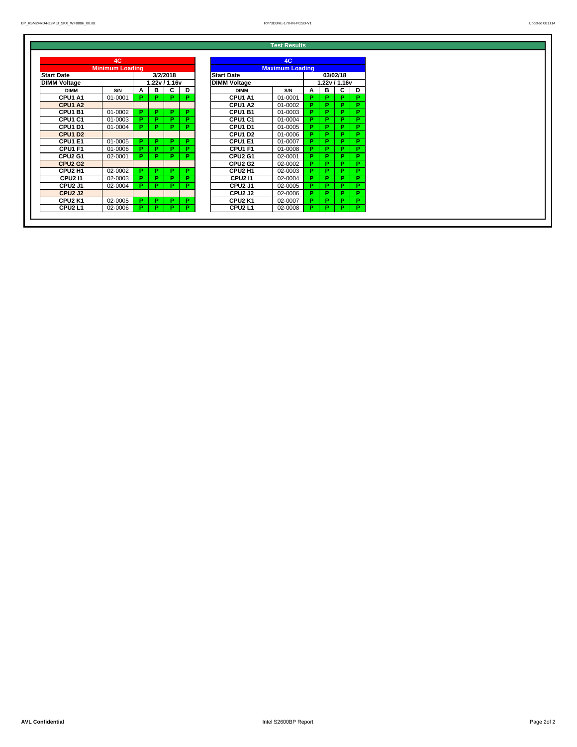## Test Results

| 4C Minimum Loading | | | | | |
|---|---|---|---|---|---|
| **Start Date** | | 3/2/2018 | | | |
| **DIMM Voltage** | | 1.22v / 1.16v | | | |
| **DIMM** | **S/N** | **A** | **B** | **C** | **D** |
| **CPU1 A1** | 01-0001 | P | P | P | P |
| **CPU1 A2** | | | | | |
| **CPU1 B1** | 01-0002 | P | P | P | P |
| **CPU1 C1** | 01-0003 | P | P | P | P |
| **CPU1 D1** | 01-0004 | P | P | P | P |
| **CPU1 D2** | | | | | |
| **CPU1 E1** | 01-0005 | P | P | P | P |
| **CPU1 F1** | 01-0006 | P | P | P | P |
| **CPU2 G1** | 02-0001 | P | P | P | P |
| **CPU2 G2** | | | | | |
| **CPU2 H1** | 02-0002 | P | P | P | P |
| **CPU2 I1** | 02-0003 | P | P | P | P |
| **CPU2 J1** | 02-0004 | P | P | P | P |
| **CPU2 J2** | | | | | |
| **CPU2 K1** | 02-0005 | P | P | P | P |
| **CPU2 L1** | 02-0006 | P | P | P | P |

| 4C Maximum Loading | | | | | |
|---|---|---|---|---|---|
| **Start Date** | | 03/02/18 | | | |
| **DIMM Voltage** | | 1.22v / 1.16v | | | |
| **DIMM** | **S/N** | **A** | **B** | **C** | **D** |
| **CPU1 A1** | 01-0001 | P | P | P | P |
| **CPU1 A2** | 01-0002 | P | P | P | P |
| **CPU1 B1** | 01-0003 | P | P | P | P |
| **CPU1 C1** | 01-0004 | P | P | P | P |
| **CPU1 D1** | 01-0005 | P | P | P | P |
| **CPU1 D2** | 01-0006 | P | P | P | P |
| **CPU1 E1** | 01-0007 | P | P | P | P |
| **CPU1 F1** | 01-0008 | P | P | P | P |
| **CPU2 G1** | 02-0001 | P | P | P | P |
| **CPU2 G2** | 02-0002 | P | P | P | P |
| **CPU2 H1** | 02-0003 | P | P | P | P |
| **CPU2 I1** | 02-0004 | P | P | P | P |
| **CPU2 J1** | 02-0005 | P | P | P | P |
| **CPU2 J2** | 02-0006 | P | P | P | P |
| **CPU2 K1** | 02-0007 | P | P | P | P |
| **CPU2 L1** | 02-0008 | P | P | P | P |